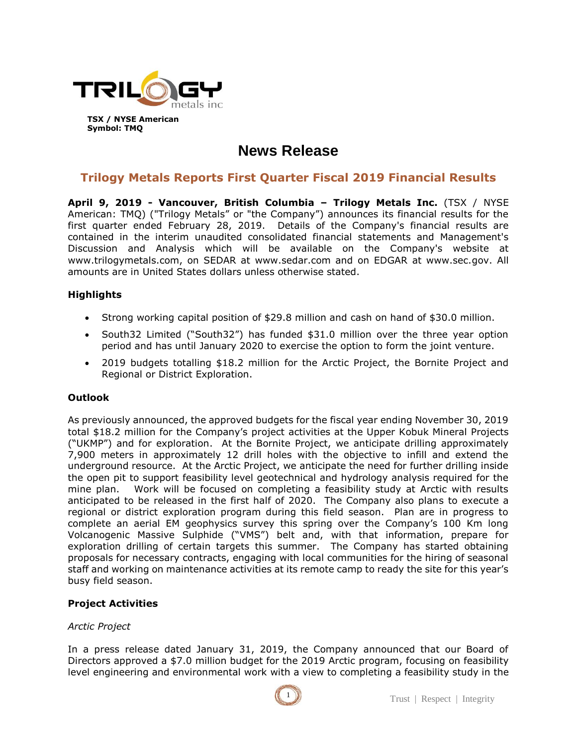TRILOGY metals inc

**TSX / NYSE American**
**Symbol: TMQ**

# News Release

## Trilogy Metals Reports First Quarter Fiscal 2019 Financial Results

**April 9, 2019 - Vancouver, British Columbia – Trilogy Metals Inc.** (TSX / NYSE American: TMQ) ("Trilogy Metals" or "the Company") announces its financial results for the first quarter ended February 28, 2019. Details of the Company's financial results are contained in the interim unaudited consolidated financial statements and Management's Discussion and Analysis which will be available on the Company's website at www.trilogymetals.com, on SEDAR at www.sedar.com and on EDGAR at www.sec.gov. All amounts are in United States dollars unless otherwise stated.

### Highlights

- Strong working capital position of $29.8 million and cash on hand of $30.0 million.
- South32 Limited ("South32") has funded $31.0 million over the three year option period and has until January 2020 to exercise the option to form the joint venture.
- 2019 budgets totalling $18.2 million for the Arctic Project, the Bornite Project and Regional or District Exploration.

### Outlook

As previously announced, the approved budgets for the fiscal year ending November 30, 2019 total $18.2 million for the Company's project activities at the Upper Kobuk Mineral Projects ("UKMP") and for exploration. At the Bornite Project, we anticipate drilling approximately 7,900 meters in approximately 12 drill holes with the objective to infill and extend the underground resource. At the Arctic Project, we anticipate the need for further drilling inside the open pit to support feasibility level geotechnical and hydrology analysis required for the mine plan. Work will be focused on completing a feasibility study at Arctic with results anticipated to be released in the first half of 2020. The Company also plans to execute a regional or district exploration program during this field season. Plan are in progress to complete an aerial EM geophysics survey this spring over the Company's 100 Km long Volcanogenic Massive Sulphide ("VMS") belt and, with that information, prepare for exploration drilling of certain targets this summer. The Company has started obtaining proposals for necessary contracts, engaging with local communities for the hiring of seasonal staff and working on maintenance activities at its remote camp to ready the site for this year's busy field season.

### Project Activities

*Arctic Project*

In a press release dated January 31, 2019, the Company announced that our Board of Directors approved a $7.0 million budget for the 2019 Arctic program, focusing on feasibility level engineering and environmental work with a view to completing a feasibility study in the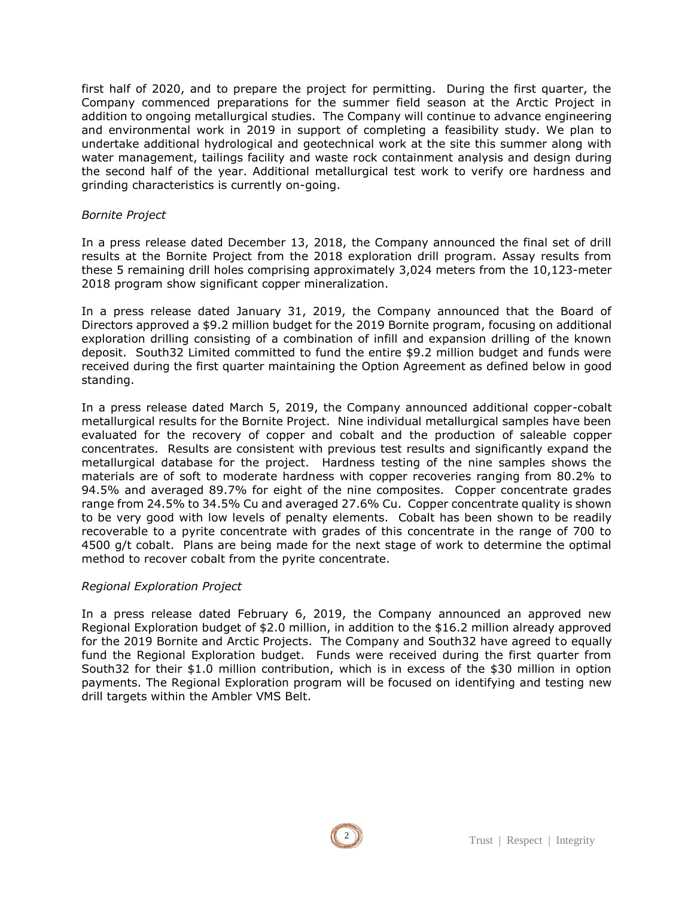first half of 2020, and to prepare the project for permitting. During the first quarter, the Company commenced preparations for the summer field season at the Arctic Project in addition to ongoing metallurgical studies. The Company will continue to advance engineering and environmental work in 2019 in support of completing a feasibility study. We plan to undertake additional hydrological and geotechnical work at the site this summer along with water management, tailings facility and waste rock containment analysis and design during the second half of the year. Additional metallurgical test work to verify ore hardness and grinding characteristics is currently on-going.

*Bornite Project*

In a press release dated December 13, 2018, the Company announced the final set of drill results at the Bornite Project from the 2018 exploration drill program. Assay results from these 5 remaining drill holes comprising approximately 3,024 meters from the 10,123-meter 2018 program show significant copper mineralization.

In a press release dated January 31, 2019, the Company announced that the Board of Directors approved a $9.2 million budget for the 2019 Bornite program, focusing on additional exploration drilling consisting of a combination of infill and expansion drilling of the known deposit. South32 Limited committed to fund the entire $9.2 million budget and funds were received during the first quarter maintaining the Option Agreement as defined below in good standing.

In a press release dated March 5, 2019, the Company announced additional copper-cobalt metallurgical results for the Bornite Project. Nine individual metallurgical samples have been evaluated for the recovery of copper and cobalt and the production of saleable copper concentrates. Results are consistent with previous test results and significantly expand the metallurgical database for the project. Hardness testing of the nine samples shows the materials are of soft to moderate hardness with copper recoveries ranging from 80.2% to 94.5% and averaged 89.7% for eight of the nine composites. Copper concentrate grades range from 24.5% to 34.5% Cu and averaged 27.6% Cu. Copper concentrate quality is shown to be very good with low levels of penalty elements. Cobalt has been shown to be readily recoverable to a pyrite concentrate with grades of this concentrate in the range of 700 to 4500 g/t cobalt. Plans are being made for the next stage of work to determine the optimal method to recover cobalt from the pyrite concentrate.

*Regional Exploration Project*

In a press release dated February 6, 2019, the Company announced an approved new Regional Exploration budget of $2.0 million, in addition to the $16.2 million already approved for the 2019 Bornite and Arctic Projects. The Company and South32 have agreed to equally fund the Regional Exploration budget. Funds were received during the first quarter from South32 for their $1.0 million contribution, which is in excess of the $30 million in option payments. The Regional Exploration program will be focused on identifying and testing new drill targets within the Ambler VMS Belt.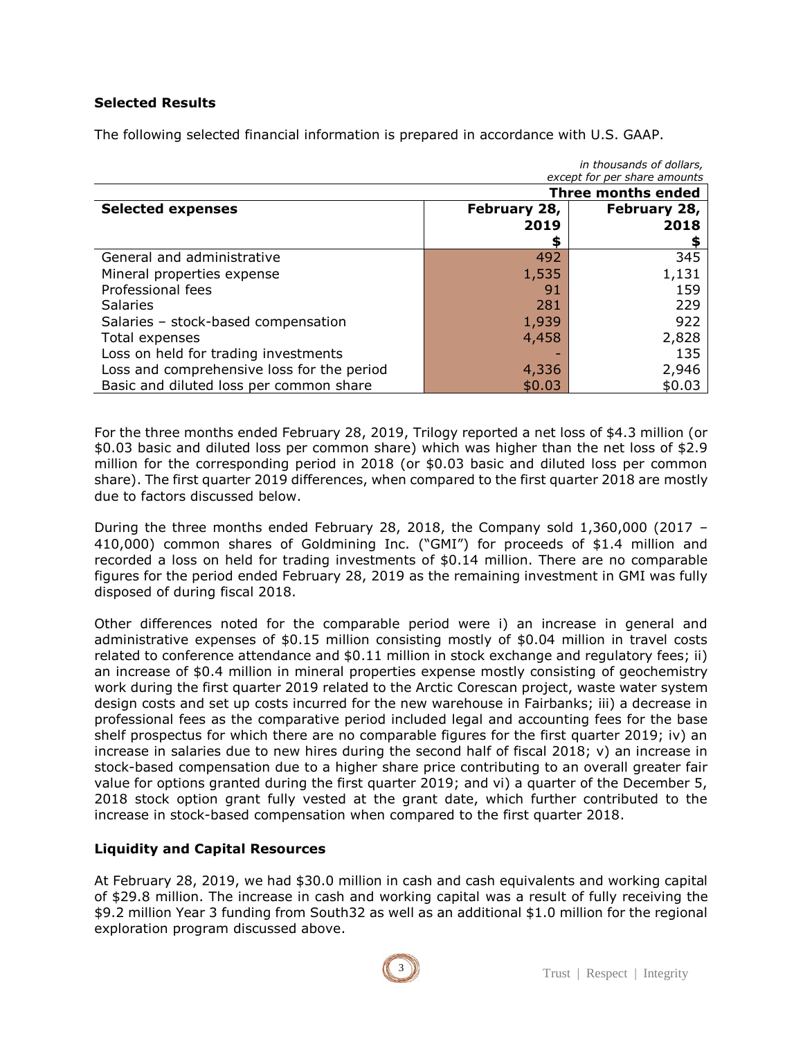## Selected Results

The following selected financial information is prepared in accordance with U.S. GAAP.

*in thousands of dollars, except for per share amounts*

| | Three months ended | |
|---|---|---|
| **Selected expenses** | **February 28, 2019 $** | **February 28, 2018 $** |
| General and administrative | 492 | 345 |
| Mineral properties expense | 1,535 | 1,131 |
| Professional fees | 91 | 159 |
| Salaries | 281 | 229 |
| Salaries – stock-based compensation | 1,939 | 922 |
| Total expenses | 4,458 | 2,828 |
| Loss on held for trading investments | - | 135 |
| Loss and comprehensive loss for the period | 4,336 | 2,946 |
| Basic and diluted loss per common share | $0.03 | $0.03 |

For the three months ended February 28, 2019, Trilogy reported a net loss of $4.3 million (or $0.03 basic and diluted loss per common share) which was higher than the net loss of $2.9 million for the corresponding period in 2018 (or $0.03 basic and diluted loss per common share). The first quarter 2019 differences, when compared to the first quarter 2018 are mostly due to factors discussed below.

During the three months ended February 28, 2018, the Company sold 1,360,000 (2017 – 410,000) common shares of Goldmining Inc. ("GMI") for proceeds of $1.4 million and recorded a loss on held for trading investments of $0.14 million. There are no comparable figures for the period ended February 28, 2019 as the remaining investment in GMI was fully disposed of during fiscal 2018.

Other differences noted for the comparable period were i) an increase in general and administrative expenses of $0.15 million consisting mostly of $0.04 million in travel costs related to conference attendance and $0.11 million in stock exchange and regulatory fees; ii) an increase of $0.4 million in mineral properties expense mostly consisting of geochemistry work during the first quarter 2019 related to the Arctic Corescan project, waste water system design costs and set up costs incurred for the new warehouse in Fairbanks; iii) a decrease in professional fees as the comparative period included legal and accounting fees for the base shelf prospectus for which there are no comparable figures for the first quarter 2019; iv) an increase in salaries due to new hires during the second half of fiscal 2018; v) an increase in stock-based compensation due to a higher share price contributing to an overall greater fair value for options granted during the first quarter 2019; and vi) a quarter of the December 5, 2018 stock option grant fully vested at the grant date, which further contributed to the increase in stock-based compensation when compared to the first quarter 2018.

## Liquidity and Capital Resources

At February 28, 2019, we had $30.0 million in cash and cash equivalents and working capital of $29.8 million. The increase in cash and working capital was a result of fully receiving the $9.2 million Year 3 funding from South32 as well as an additional $1.0 million for the regional exploration program discussed above.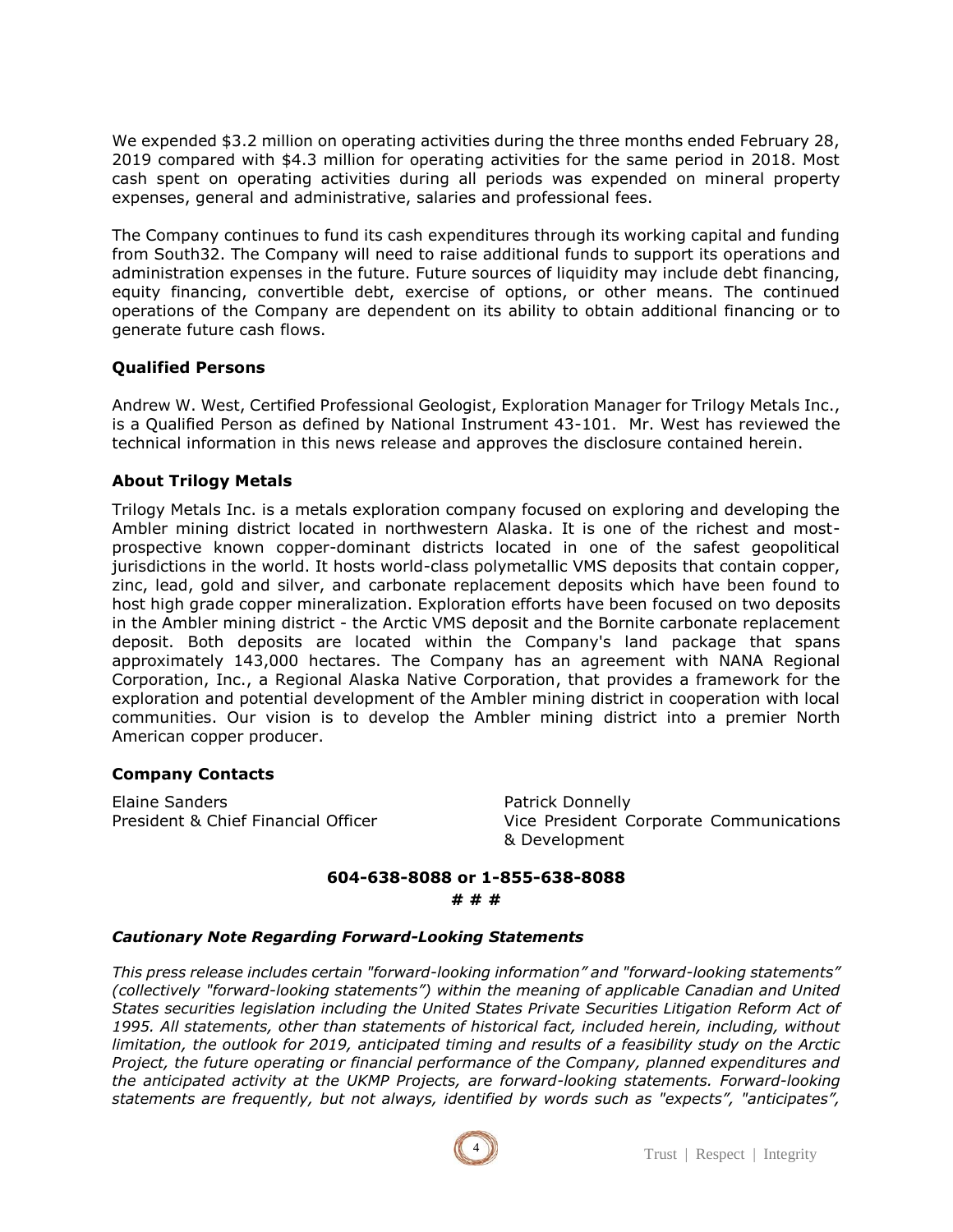We expended $3.2 million on operating activities during the three months ended February 28, 2019 compared with $4.3 million for operating activities for the same period in 2018. Most cash spent on operating activities during all periods was expended on mineral property expenses, general and administrative, salaries and professional fees.

The Company continues to fund its cash expenditures through its working capital and funding from South32. The Company will need to raise additional funds to support its operations and administration expenses in the future. Future sources of liquidity may include debt financing, equity financing, convertible debt, exercise of options, or other means. The continued operations of the Company are dependent on its ability to obtain additional financing or to generate future cash flows.

### Qualified Persons

Andrew W. West, Certified Professional Geologist, Exploration Manager for Trilogy Metals Inc., is a Qualified Person as defined by National Instrument 43-101. Mr. West has reviewed the technical information in this news release and approves the disclosure contained herein.

### About Trilogy Metals

Trilogy Metals Inc. is a metals exploration company focused on exploring and developing the Ambler mining district located in northwestern Alaska. It is one of the richest and most-prospective known copper-dominant districts located in one of the safest geopolitical jurisdictions in the world. It hosts world-class polymetallic VMS deposits that contain copper, zinc, lead, gold and silver, and carbonate replacement deposits which have been found to host high grade copper mineralization. Exploration efforts have been focused on two deposits in the Ambler mining district - the Arctic VMS deposit and the Bornite carbonate replacement deposit. Both deposits are located within the Company's land package that spans approximately 143,000 hectares. The Company has an agreement with NANA Regional Corporation, Inc., a Regional Alaska Native Corporation, that provides a framework for the exploration and potential development of the Ambler mining district in cooperation with local communities. Our vision is to develop the Ambler mining district into a premier North American copper producer.

### Company Contacts

Elaine Sanders
President & Chief Financial Officer

Patrick Donnelly
Vice President Corporate Communications & Development

**604-638-8088 or 1-855-638-8088**

**# # #**

***Cautionary Note Regarding Forward-Looking Statements***

*This press release includes certain "forward-looking information" and "forward-looking statements" (collectively "forward-looking statements") within the meaning of applicable Canadian and United States securities legislation including the United States Private Securities Litigation Reform Act of 1995. All statements, other than statements of historical fact, included herein, including, without limitation, the outlook for 2019, anticipated timing and results of a feasibility study on the Arctic Project, the future operating or financial performance of the Company, planned expenditures and the anticipated activity at the UKMP Projects, are forward-looking statements. Forward-looking statements are frequently, but not always, identified by words such as "expects", "anticipates",*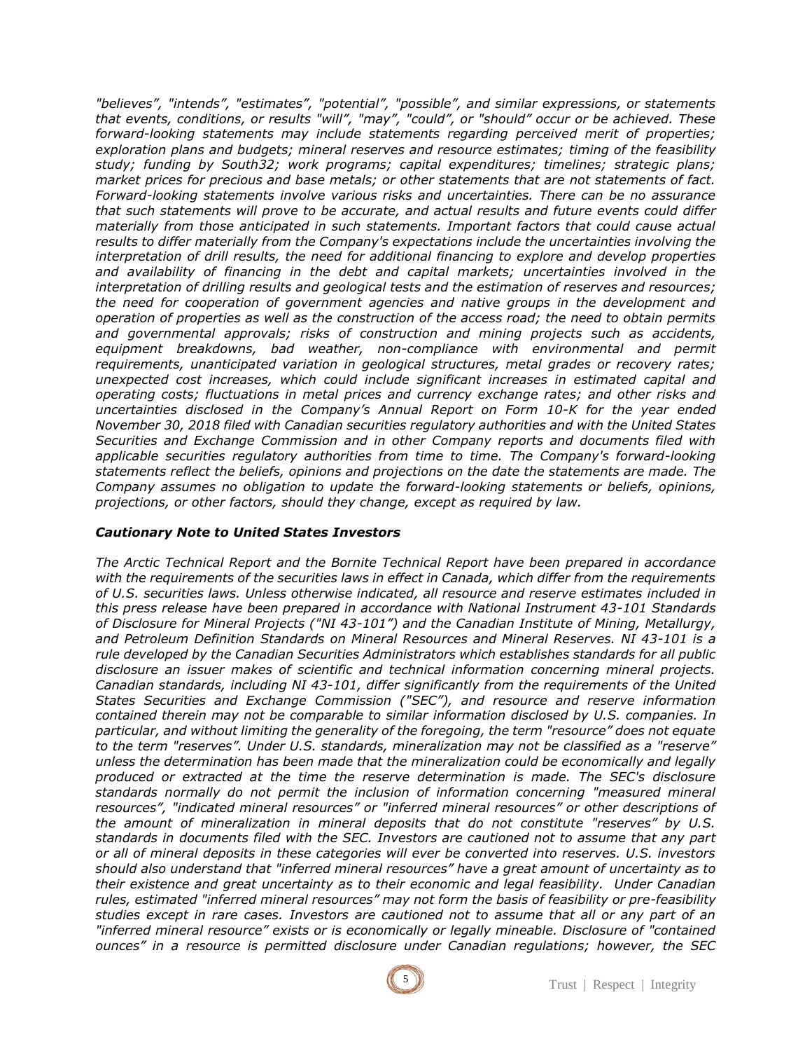*"believes", "intends", "estimates", "potential", "possible", and similar expressions, or statements that events, conditions, or results "will", "may", "could", or "should" occur or be achieved. These forward-looking statements may include statements regarding perceived merit of properties; exploration plans and budgets; mineral reserves and resource estimates; timing of the feasibility study; funding by South32; work programs; capital expenditures; timelines; strategic plans; market prices for precious and base metals; or other statements that are not statements of fact. Forward-looking statements involve various risks and uncertainties. There can be no assurance that such statements will prove to be accurate, and actual results and future events could differ materially from those anticipated in such statements. Important factors that could cause actual results to differ materially from the Company's expectations include the uncertainties involving the interpretation of drill results, the need for additional financing to explore and develop properties and availability of financing in the debt and capital markets; uncertainties involved in the interpretation of drilling results and geological tests and the estimation of reserves and resources; the need for cooperation of government agencies and native groups in the development and operation of properties as well as the construction of the access road; the need to obtain permits and governmental approvals; risks of construction and mining projects such as accidents, equipment breakdowns, bad weather, non-compliance with environmental and permit requirements, unanticipated variation in geological structures, metal grades or recovery rates; unexpected cost increases, which could include significant increases in estimated capital and operating costs; fluctuations in metal prices and currency exchange rates; and other risks and uncertainties disclosed in the Company's Annual Report on Form 10-K for the year ended November 30, 2018 filed with Canadian securities regulatory authorities and with the United States Securities and Exchange Commission and in other Company reports and documents filed with applicable securities regulatory authorities from time to time. The Company's forward-looking statements reflect the beliefs, opinions and projections on the date the statements are made. The Company assumes no obligation to update the forward-looking statements or beliefs, opinions, projections, or other factors, should they change, except as required by law.*

***Cautionary Note to United States Investors***

*The Arctic Technical Report and the Bornite Technical Report have been prepared in accordance with the requirements of the securities laws in effect in Canada, which differ from the requirements of U.S. securities laws. Unless otherwise indicated, all resource and reserve estimates included in this press release have been prepared in accordance with National Instrument 43-101 Standards of Disclosure for Mineral Projects ("NI 43-101") and the Canadian Institute of Mining, Metallurgy, and Petroleum Definition Standards on Mineral Resources and Mineral Reserves. NI 43-101 is a rule developed by the Canadian Securities Administrators which establishes standards for all public disclosure an issuer makes of scientific and technical information concerning mineral projects. Canadian standards, including NI 43-101, differ significantly from the requirements of the United States Securities and Exchange Commission ("SEC"), and resource and reserve information contained therein may not be comparable to similar information disclosed by U.S. companies. In particular, and without limiting the generality of the foregoing, the term "resource" does not equate to the term "reserves". Under U.S. standards, mineralization may not be classified as a "reserve" unless the determination has been made that the mineralization could be economically and legally produced or extracted at the time the reserve determination is made. The SEC's disclosure standards normally do not permit the inclusion of information concerning "measured mineral resources", "indicated mineral resources" or "inferred mineral resources" or other descriptions of the amount of mineralization in mineral deposits that do not constitute "reserves" by U.S. standards in documents filed with the SEC. Investors are cautioned not to assume that any part or all of mineral deposits in these categories will ever be converted into reserves. U.S. investors should also understand that "inferred mineral resources" have a great amount of uncertainty as to their existence and great uncertainty as to their economic and legal feasibility. Under Canadian rules, estimated "inferred mineral resources" may not form the basis of feasibility or pre-feasibility studies except in rare cases. Investors are cautioned not to assume that all or any part of an "inferred mineral resource" exists or is economically or legally mineable. Disclosure of "contained ounces" in a resource is permitted disclosure under Canadian regulations; however, the SEC*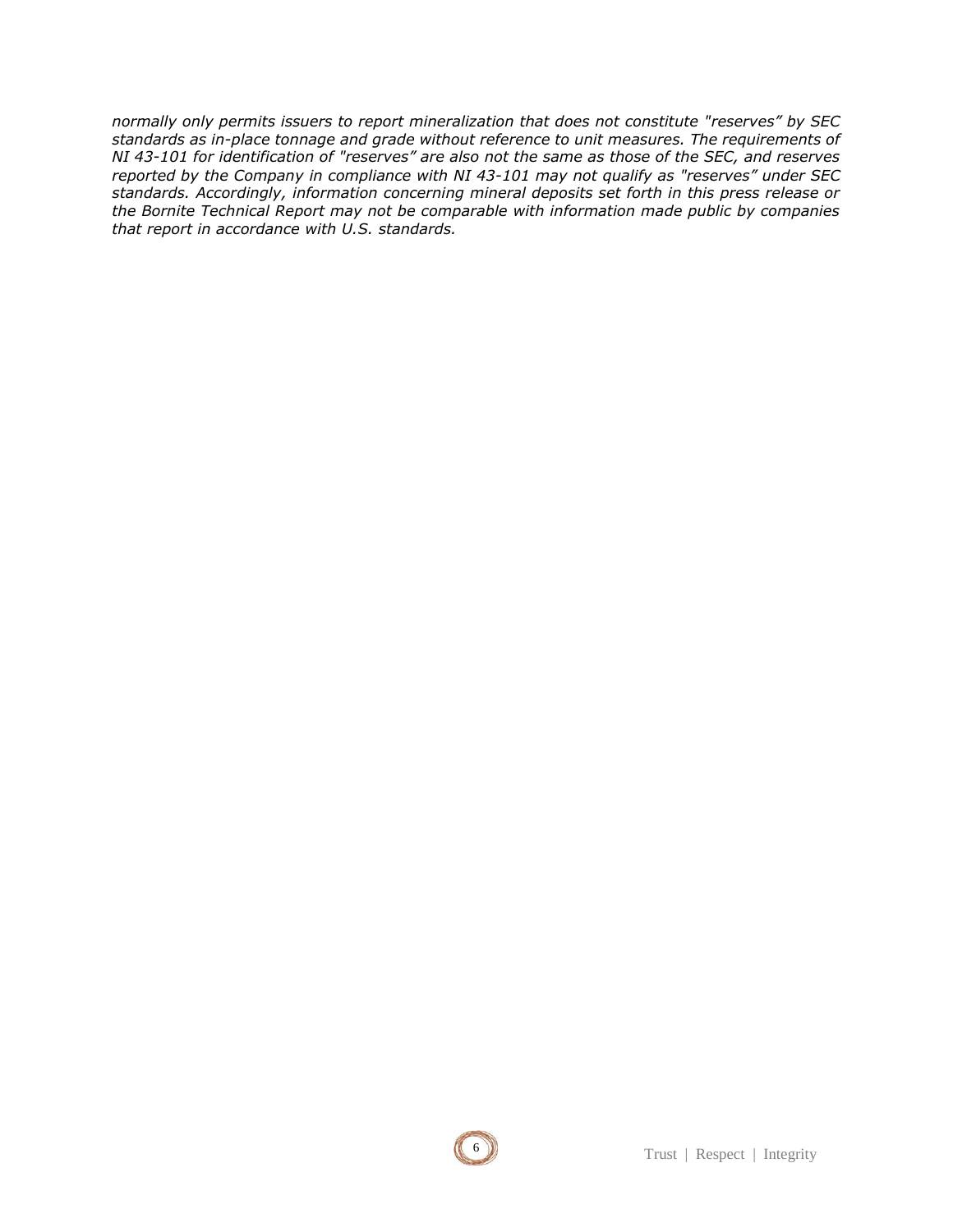*normally only permits issuers to report mineralization that does not constitute "reserves" by SEC standards as in-place tonnage and grade without reference to unit measures. The requirements of NI 43-101 for identification of "reserves" are also not the same as those of the SEC, and reserves reported by the Company in compliance with NI 43-101 may not qualify as "reserves" under SEC standards. Accordingly, information concerning mineral deposits set forth in this press release or the Bornite Technical Report may not be comparable with information made public by companies that report in accordance with U.S. standards.*